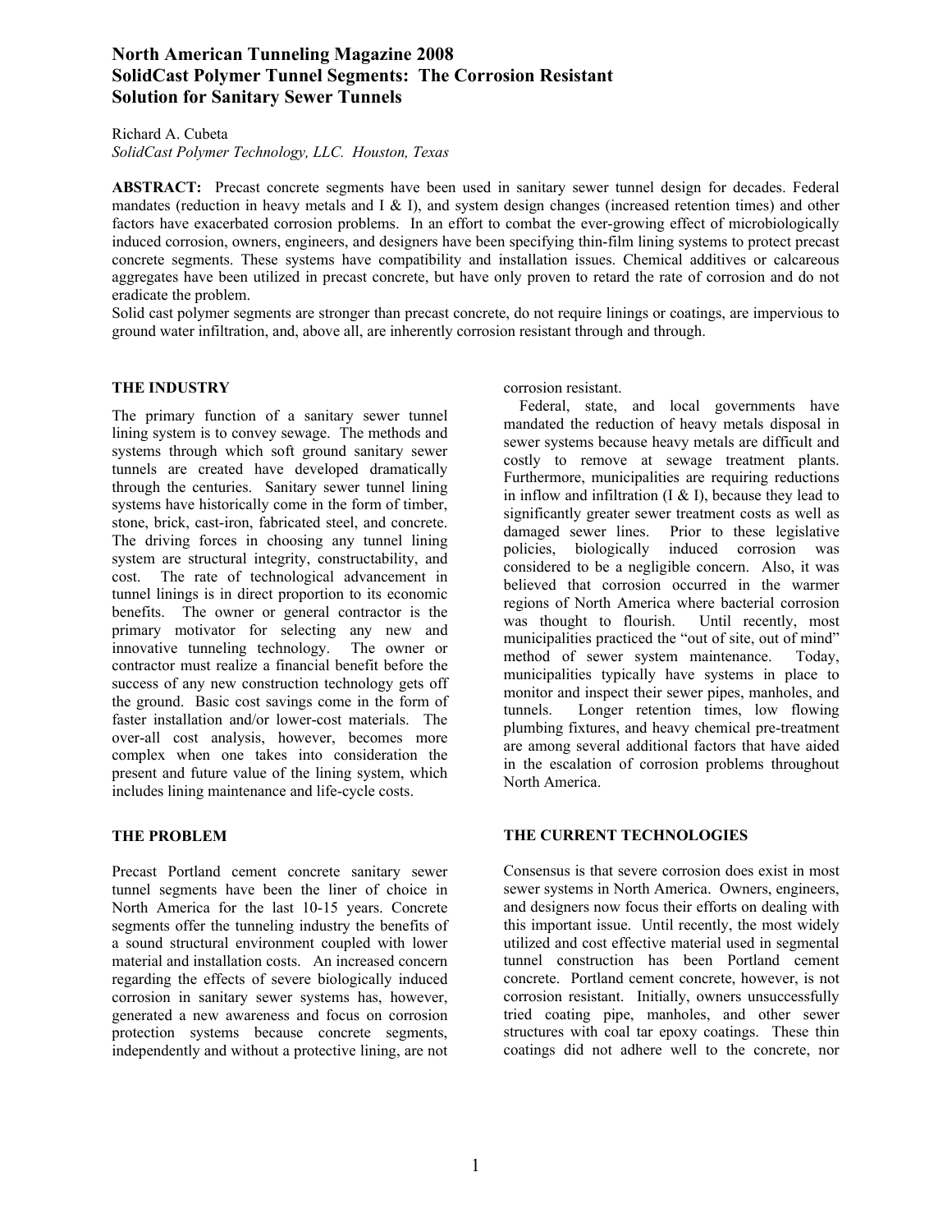# North American Tunneling Magazine 2008
# SolidCast Polymer Tunnel Segments: The Corrosion Resistant Solution for Sanitary Sewer Tunnels

Richard A. Cubeta
*SolidCast Polymer Technology, LLC. Houston, Texas*

**ABSTRACT:** Precast concrete segments have been used in sanitary sewer tunnel design for decades. Federal mandates (reduction in heavy metals and I & I), and system design changes (increased retention times) and other factors have exacerbated corrosion problems. In an effort to combat the ever-growing effect of microbiologically induced corrosion, owners, engineers, and designers have been specifying thin-film lining systems to protect precast concrete segments. These systems have compatibility and installation issues. Chemical additives or calcareous aggregates have been utilized in precast concrete, but have only proven to retard the rate of corrosion and do not eradicate the problem.

Solid cast polymer segments are stronger than precast concrete, do not require linings or coatings, are impervious to ground water infiltration, and, above all, are inherently corrosion resistant through and through.

## THE INDUSTRY

The primary function of a sanitary sewer tunnel lining system is to convey sewage. The methods and systems through which soft ground sanitary sewer tunnels are created have developed dramatically through the centuries. Sanitary sewer tunnel lining systems have historically come in the form of timber, stone, brick, cast-iron, fabricated steel, and concrete. The driving forces in choosing any tunnel lining system are structural integrity, constructability, and cost. The rate of technological advancement in tunnel linings is in direct proportion to its economic benefits. The owner or general contractor is the primary motivator for selecting any new and innovative tunneling technology. The owner or contractor must realize a financial benefit before the success of any new construction technology gets off the ground. Basic cost savings come in the form of faster installation and/or lower-cost materials. The over-all cost analysis, however, becomes more complex when one takes into consideration the present and future value of the lining system, which includes lining maintenance and life-cycle costs.

## THE PROBLEM

Precast Portland cement concrete sanitary sewer tunnel segments have been the liner of choice in North America for the last 10-15 years. Concrete segments offer the tunneling industry the benefits of a sound structural environment coupled with lower material and installation costs. An increased concern regarding the effects of severe biologically induced corrosion in sanitary sewer systems has, however, generated a new awareness and focus on corrosion protection systems because concrete segments, independently and without a protective lining, are not corrosion resistant.

Federal, state, and local governments have mandated the reduction of heavy metals disposal in sewer systems because heavy metals are difficult and costly to remove at sewage treatment plants. Furthermore, municipalities are requiring reductions in inflow and infiltration (I & I), because they lead to significantly greater sewer treatment costs as well as damaged sewer lines. Prior to these legislative policies, biologically induced corrosion was considered to be a negligible concern. Also, it was believed that corrosion occurred in the warmer regions of North America where bacterial corrosion was thought to flourish. Until recently, most municipalities practiced the "out of site, out of mind" method of sewer system maintenance. Today, municipalities typically have systems in place to monitor and inspect their sewer pipes, manholes, and tunnels. Longer retention times, low flowing plumbing fixtures, and heavy chemical pre-treatment are among several additional factors that have aided in the escalation of corrosion problems throughout North America.

## THE CURRENT TECHNOLOGIES

Consensus is that severe corrosion does exist in most sewer systems in North America. Owners, engineers, and designers now focus their efforts on dealing with this important issue. Until recently, the most widely utilized and cost effective material used in segmental tunnel construction has been Portland cement concrete. Portland cement concrete, however, is not corrosion resistant. Initially, owners unsuccessfully tried coating pipe, manholes, and other sewer structures with coal tar epoxy coatings. These thin coatings did not adhere well to the concrete, nor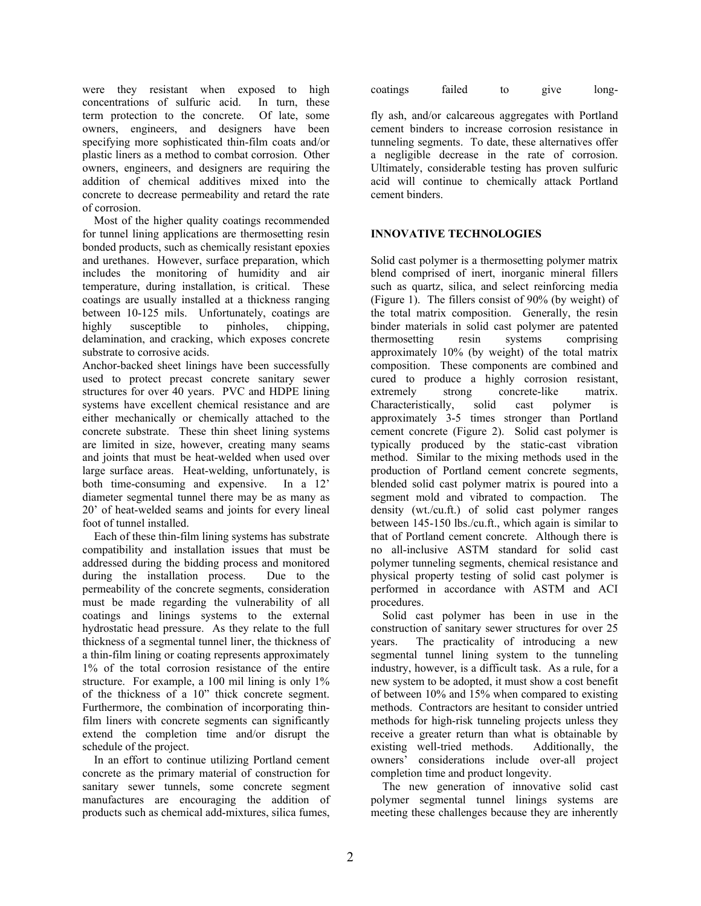were they resistant when exposed to high concentrations of sulfuric acid. In turn, these coatings failed to give long-term protection to the concrete. Of late, some owners, engineers, and designers have been specifying more sophisticated thin-film coats and/or plastic liners as a method to combat corrosion. Other owners, engineers, and designers are requiring the addition of chemical additives mixed into the concrete to decrease permeability and retard the rate of corrosion.

Most of the higher quality coatings recommended for tunnel lining applications are thermosetting resin bonded products, such as chemically resistant epoxies and urethanes. However, surface preparation, which includes the monitoring of humidity and air temperature, during installation, is critical. These coatings are usually installed at a thickness ranging between 10-125 mils. Unfortunately, coatings are highly susceptible to pinholes, chipping, delamination, and cracking, which exposes concrete substrate to corrosive acids.

Anchor-backed sheet linings have been successfully used to protect precast concrete sanitary sewer structures for over 40 years. PVC and HDPE lining systems have excellent chemical resistance and are either mechanically or chemically attached to the concrete substrate. These thin sheet lining systems are limited in size, however, creating many seams and joints that must be heat-welded when used over large surface areas. Heat-welding, unfortunately, is both time-consuming and expensive. In a 12' diameter segmental tunnel there may be as many as 20' of heat-welded seams and joints for every lineal foot of tunnel installed.

Each of these thin-film lining systems has substrate compatibility and installation issues that must be addressed during the bidding process and monitored during the installation process. Due to the permeability of the concrete segments, consideration must be made regarding the vulnerability of all coatings and linings systems to the external hydrostatic head pressure. As they relate to the full thickness of a segmental tunnel liner, the thickness of a thin-film lining or coating represents approximately 1% of the total corrosion resistance of the entire structure. For example, a 100 mil lining is only 1% of the thickness of a 10" thick concrete segment. Furthermore, the combination of incorporating thin-film liners with concrete segments can significantly extend the completion time and/or disrupt the schedule of the project.

In an effort to continue utilizing Portland cement concrete as the primary material of construction for sanitary sewer tunnels, some concrete segment manufactures are encouraging the addition of products such as chemical add-mixtures, silica fumes, fly ash, and/or calcareous aggregates with Portland cement binders to increase corrosion resistance in tunneling segments. To date, these alternatives offer a negligible decrease in the rate of corrosion. Ultimately, considerable testing has proven sulfuric acid will continue to chemically attack Portland cement binders.

## INNOVATIVE TECHNOLOGIES

Solid cast polymer is a thermosetting polymer matrix blend comprised of inert, inorganic mineral fillers such as quartz, silica, and select reinforcing media (Figure 1). The fillers consist of 90% (by weight) of the total matrix composition. Generally, the resin binder materials in solid cast polymer are patented thermosetting resin systems comprising approximately 10% (by weight) of the total matrix composition. These components are combined and cured to produce a highly corrosion resistant, extremely strong concrete-like matrix. Characteristically, solid cast polymer is approximately 3-5 times stronger than Portland cement concrete (Figure 2). Solid cast polymer is typically produced by the static-cast vibration method. Similar to the mixing methods used in the production of Portland cement concrete segments, blended solid cast polymer matrix is poured into a segment mold and vibrated to compaction. The density (wt./cu.ft.) of solid cast polymer ranges between 145-150 lbs./cu.ft., which again is similar to that of Portland cement concrete. Although there is no all-inclusive ASTM standard for solid cast polymer tunneling segments, chemical resistance and physical property testing of solid cast polymer is performed in accordance with ASTM and ACI procedures.

Solid cast polymer has been in use in the construction of sanitary sewer structures for over 25 years. The practicality of introducing a new segmental tunnel lining system to the tunneling industry, however, is a difficult task. As a rule, for a new system to be adopted, it must show a cost benefit of between 10% and 15% when compared to existing methods. Contractors are hesitant to consider untried methods for high-risk tunneling projects unless they receive a greater return than what is obtainable by existing well-tried methods. Additionally, the owners' considerations include over-all project completion time and product longevity.

The new generation of innovative solid cast polymer segmental tunnel linings systems are meeting these challenges because they are inherently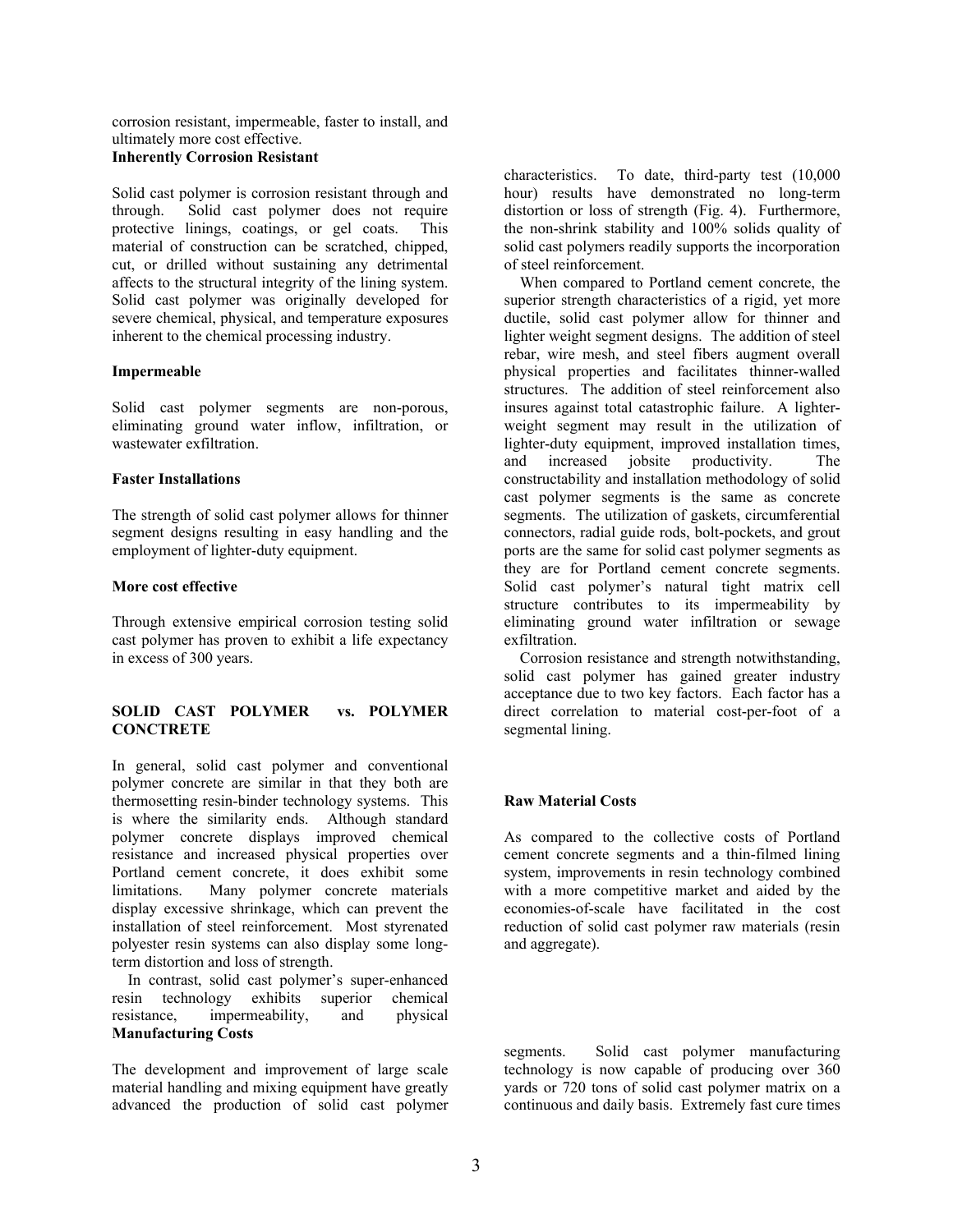corrosion resistant, impermeable, faster to install, and ultimately more cost effective.

**Inherently Corrosion Resistant**

Solid cast polymer is corrosion resistant through and through. Solid cast polymer does not require protective linings, coatings, or gel coats. This material of construction can be scratched, chipped, cut, or drilled without sustaining any detrimental affects to the structural integrity of the lining system. Solid cast polymer was originally developed for severe chemical, physical, and temperature exposures inherent to the chemical processing industry.

**Impermeable**

Solid cast polymer segments are non-porous, eliminating ground water inflow, infiltration, or wastewater exfiltration.

**Faster Installations**

The strength of solid cast polymer allows for thinner segment designs resulting in easy handling and the employment of lighter-duty equipment.

**More cost effective**

Through extensive empirical corrosion testing solid cast polymer has proven to exhibit a life expectancy in excess of 300 years.

**SOLID CAST POLYMER vs. POLYMER CONCTRETE**

In general, solid cast polymer and conventional polymer concrete are similar in that they both are thermosetting resin-binder technology systems. This is where the similarity ends. Although standard polymer concrete displays improved chemical resistance and increased physical properties over Portland cement concrete, it does exhibit some limitations. Many polymer concrete materials display excessive shrinkage, which can prevent the installation of steel reinforcement. Most styrenated polyester resin systems can also display some long-term distortion and loss of strength.

In contrast, solid cast polymer's super-enhanced resin technology exhibits superior chemical resistance, impermeability, and physical characteristics. To date, third-party test (10,000 hour) results have demonstrated no long-term distortion or loss of strength (Fig. 4). Furthermore, the non-shrink stability and 100% solids quality of solid cast polymers readily supports the incorporation of steel reinforcement.

When compared to Portland cement concrete, the superior strength characteristics of a rigid, yet more ductile, solid cast polymer allow for thinner and lighter weight segment designs. The addition of steel rebar, wire mesh, and steel fibers augment overall physical properties and facilitates thinner-walled structures. The addition of steel reinforcement also insures against total catastrophic failure. A lighter-weight segment may result in the utilization of lighter-duty equipment, improved installation times, and increased jobsite productivity. The constructability and installation methodology of solid cast polymer segments is the same as concrete segments. The utilization of gaskets, circumferential connectors, radial guide rods, bolt-pockets, and grout ports are the same for solid cast polymer segments as they are for Portland cement concrete segments. Solid cast polymer's natural tight matrix cell structure contributes to its impermeability by eliminating ground water infiltration or sewage exfiltration.

Corrosion resistance and strength notwithstanding, solid cast polymer has gained greater industry acceptance due to two key factors. Each factor has a direct correlation to material cost-per-foot of a segmental lining.

**Raw Material Costs**

As compared to the collective costs of Portland cement concrete segments and a thin-filmed lining system, improvements in resin technology combined with a more competitive market and aided by the economies-of-scale have facilitated in the cost reduction of solid cast polymer raw materials (resin and aggregate).

**Manufacturing Costs**

The development and improvement of large scale material handling and mixing equipment have greatly advanced the production of solid cast polymer segments. Solid cast polymer manufacturing technology is now capable of producing over 360 yards or 720 tons of solid cast polymer matrix on a continuous and daily basis. Extremely fast cure times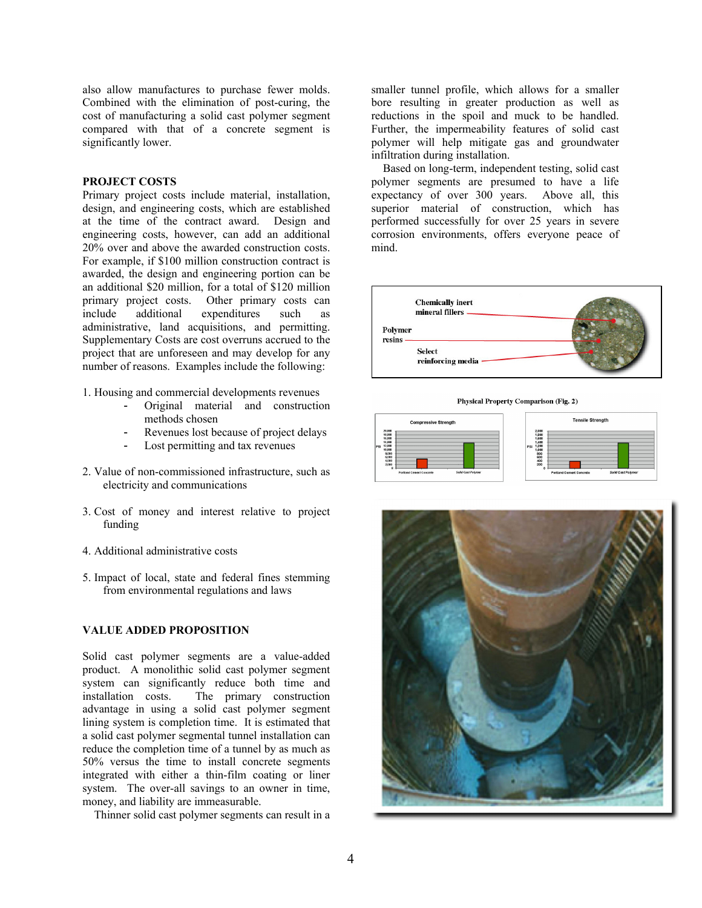also allow manufactures to purchase fewer molds. Combined with the elimination of post-curing, the cost of manufacturing a solid cast polymer segment compared with that of a concrete segment is significantly lower.

## PROJECT COSTS

Primary project costs include material, installation, design, and engineering costs, which are established at the time of the contract award. Design and engineering costs, however, can add an additional 20% over and above the awarded construction costs. For example, if $100 million construction contract is awarded, the design and engineering portion can be an additional $20 million, for a total of $120 million primary project costs. Other primary costs can include additional expenditures such as administrative, land acquisitions, and permitting. Supplementary Costs are cost overruns accrued to the project that are unforeseen and may develop for any number of reasons. Examples include the following:

1. Housing and commercial developments revenues
   - Original material and construction methods chosen
   - Revenues lost because of project delays
   - Lost permitting and tax revenues
2. Value of non-commissioned infrastructure, such as electricity and communications
3. Cost of money and interest relative to project funding
4. Additional administrative costs
5. Impact of local, state and federal fines stemming from environmental regulations and laws

## VALUE ADDED PROPOSITION

Solid cast polymer segments are a value-added product. A monolithic solid cast polymer segment system can significantly reduce both time and installation costs. The primary construction advantage in using a solid cast polymer segment lining system is completion time. It is estimated that a solid cast polymer segmental tunnel installation can reduce the completion time of a tunnel by as much as 50% versus the time to install concrete segments integrated with either a thin-film coating or liner system. The over-all savings to an owner in time, money, and liability are immeasurable.

Thinner solid cast polymer segments can result in a smaller tunnel profile, which allows for a smaller bore resulting in greater production as well as reductions in the spoil and muck to be handled. Further, the impermeability features of solid cast polymer will help mitigate gas and groundwater infiltration during installation.

Based on long-term, independent testing, solid cast polymer segments are presumed to have a life expectancy of over 300 years. Above all, this superior material of construction, which has performed successfully for over 25 years in severe corrosion environments, offers everyone peace of mind.

Chemically inert mineral fillers

Polymer resins

Select reinforcing media

Physical Property Comparison (Fig. 2)

Compressive Strength

PSI

20,000
18,000
16,000
14,000
12,000
10,000
8,000
6,000
4,000
2,000
0

Portland Cement Concrete

Solid Cast Polymer

Tensile Strength

PSI

2,000
1,800
1,600
1,400
1,200
1,000
800
600
400
200
0

Portland Cement Concrete

Solid Cast Polymer